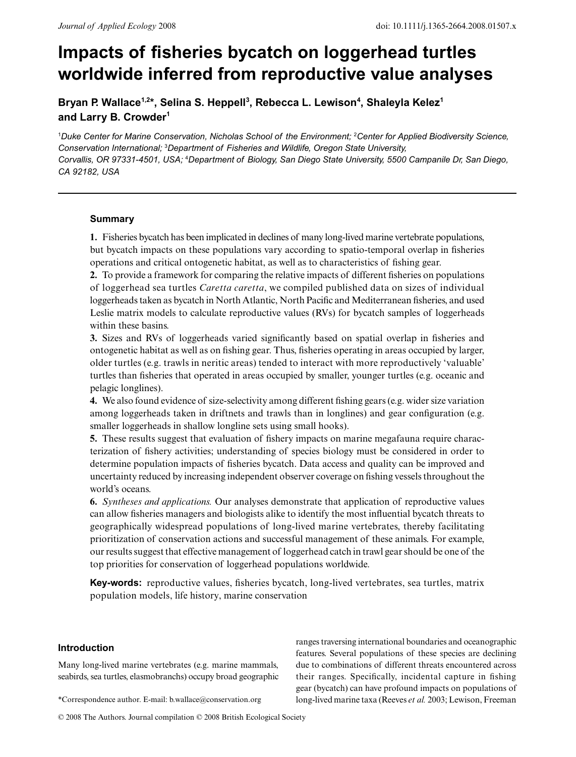# Impacts of fisheries bycatch on loggerhead turtles worldwide inferred from reproductive value analyses

**Bryan P. Wallace[1,2]*, Selina S. Heppell[3], Rebecca L. Lewison[4], Shaleyla Kelez[1] and Larry B. Crowder[1]**

[1]*Duke Center for Marine Conservation, Nicholas School of the Environment;* [2]*Center for Applied Biodiversity Science, Conservation International;* [3]*Department of Fisheries and Wildlife, Oregon State University, Corvallis, OR 97331-4501, USA;* [4]*Department of Biology, San Diego State University, 5500 Campanile Dr, San Diego, CA 92182, USA*

## Summary

**1.** Fisheries bycatch has been implicated in declines of many long-lived marine vertebrate populations, but bycatch impacts on these populations vary according to spatio-temporal overlap in fisheries operations and critical ontogenetic habitat, as well as to characteristics of fishing gear.

**2.** To provide a framework for comparing the relative impacts of different fisheries on populations of loggerhead sea turtles *Caretta caretta*, we compiled published data on sizes of individual loggerheads taken as bycatch in North Atlantic, North Pacific and Mediterranean fisheries, and used Leslie matrix models to calculate reproductive values (RVs) for bycatch samples of loggerheads within these basins.

**3.** Sizes and RVs of loggerheads varied significantly based on spatial overlap in fisheries and ontogenetic habitat as well as on fishing gear. Thus, fisheries operating in areas occupied by larger, older turtles (e.g. trawls in neritic areas) tended to interact with more reproductively 'valuable' turtles than fisheries that operated in areas occupied by smaller, younger turtles (e.g. oceanic and pelagic longlines).

**4.** We also found evidence of size-selectivity among different fishing gears (e.g. wider size variation among loggerheads taken in driftnets and trawls than in longlines) and gear configuration (e.g. smaller loggerheads in shallow longline sets using small hooks).

**5.** These results suggest that evaluation of fishery impacts on marine megafauna require characterization of fishery activities; understanding of species biology must be considered in order to determine population impacts of fisheries bycatch. Data access and quality can be improved and uncertainty reduced by increasing independent observer coverage on fishing vessels throughout the world's oceans.

**6.** *Syntheses and applications.* Our analyses demonstrate that application of reproductive values can allow fisheries managers and biologists alike to identify the most influential bycatch threats to geographically widespread populations of long-lived marine vertebrates, thereby facilitating prioritization of conservation actions and successful management of these animals. For example, our results suggest that effective management of loggerhead catch in trawl gear should be one of the top priorities for conservation of loggerhead populations worldwide.

**Key-words:** reproductive values, fisheries bycatch, long-lived vertebrates, sea turtles, matrix population models, life history, marine conservation

## Introduction

Many long-lived marine vertebrates (e.g. marine mammals, seabirds, sea turtles, elasmobranchs) occupy broad geographic ranges traversing international boundaries and oceanographic features. Several populations of these species are declining due to combinations of different threats encountered across their ranges. Specifically, incidental capture in fishing gear (bycatch) can have profound impacts on populations of long-lived marine taxa (Reeves *et al.* 2003; Lewison, Freeman

*Correspondence author. E-mail: b.wallace@conservation.org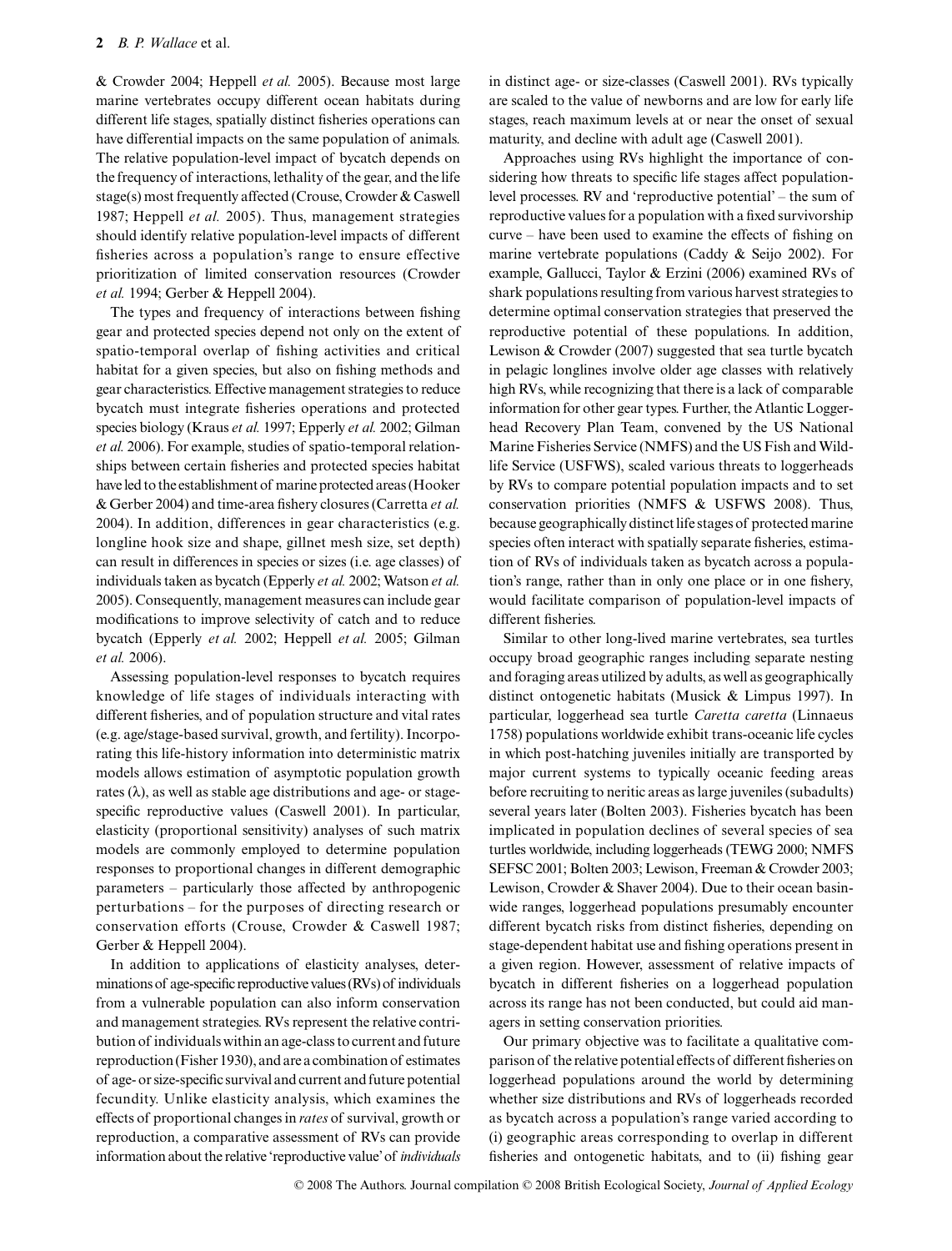& Crowder 2004; Heppell *et al.* 2005). Because most large marine vertebrates occupy different ocean habitats during different life stages, spatially distinct fisheries operations can have differential impacts on the same population of animals. The relative population-level impact of bycatch depends on the frequency of interactions, lethality of the gear, and the life stage(s) most frequently affected (Crouse, Crowder & Caswell 1987; Heppell *et al.* 2005). Thus, management strategies should identify relative population-level impacts of different fisheries across a population's range to ensure effective prioritization of limited conservation resources (Crowder *et al.* 1994; Gerber & Heppell 2004).

The types and frequency of interactions between fishing gear and protected species depend not only on the extent of spatio-temporal overlap of fishing activities and critical habitat for a given species, but also on fishing methods and gear characteristics. Effective management strategies to reduce bycatch must integrate fisheries operations and protected species biology (Kraus *et al.* 1997; Epperly *et al.* 2002; Gilman *et al.* 2006). For example, studies of spatio-temporal relationships between certain fisheries and protected species habitat have led to the establishment of marine protected areas (Hooker & Gerber 2004) and time-area fishery closures (Carretta *et al.* 2004). In addition, differences in gear characteristics (e.g. longline hook size and shape, gillnet mesh size, set depth) can result in differences in species or sizes (i.e. age classes) of individuals taken as bycatch (Epperly *et al.* 2002; Watson *et al.* 2005). Consequently, management measures can include gear modifications to improve selectivity of catch and to reduce bycatch (Epperly *et al.* 2002; Heppell *et al.* 2005; Gilman *et al.* 2006).

Assessing population-level responses to bycatch requires knowledge of life stages of individuals interacting with different fisheries, and of population structure and vital rates (e.g. age/stage-based survival, growth, and fertility). Incorporating this life-history information into deterministic matrix models allows estimation of asymptotic population growth rates ($\lambda$), as well as stable age distributions and age- or stage-specific reproductive values (Caswell 2001). In particular, elasticity (proportional sensitivity) analyses of such matrix models are commonly employed to determine population responses to proportional changes in different demographic parameters – particularly those affected by anthropogenic perturbations – for the purposes of directing research or conservation efforts (Crouse, Crowder & Caswell 1987; Gerber & Heppell 2004).

In addition to applications of elasticity analyses, determinations of age-specific reproductive values (RVs) of individuals from a vulnerable population can also inform conservation and management strategies. RVs represent the relative contribution of individuals within an age-class to current and future reproduction (Fisher 1930), and are a combination of estimates of age- or size-specific survival and current and future potential fecundity. Unlike elasticity analysis, which examines the effects of proportional changes in *rates* of survival, growth or reproduction, a comparative assessment of RVs can provide information about the relative 'reproductive value' of *individuals* in distinct age- or size-classes (Caswell 2001). RVs typically are scaled to the value of newborns and are low for early life stages, reach maximum levels at or near the onset of sexual maturity, and decline with adult age (Caswell 2001).

Approaches using RVs highlight the importance of considering how threats to specific life stages affect population-level processes. RV and 'reproductive potential' – the sum of reproductive values for a population with a fixed survivorship curve – have been used to examine the effects of fishing on marine vertebrate populations (Caddy & Seijo 2002). For example, Gallucci, Taylor & Erzini (2006) examined RVs of shark populations resulting from various harvest strategies to determine optimal conservation strategies that preserved the reproductive potential of these populations. In addition, Lewison & Crowder (2007) suggested that sea turtle bycatch in pelagic longlines involve older age classes with relatively high RVs, while recognizing that there is a lack of comparable information for other gear types. Further, the Atlantic Loggerhead Recovery Plan Team, convened by the US National Marine Fisheries Service (NMFS) and the US Fish and Wildlife Service (USFWS), scaled various threats to loggerheads by RVs to compare potential population impacts and to set conservation priorities (NMFS & USFWS 2008). Thus, because geographically distinct life stages of protected marine species often interact with spatially separate fisheries, estimation of RVs of individuals taken as bycatch across a population's range, rather than in only one place or in one fishery, would facilitate comparison of population-level impacts of different fisheries.

Similar to other long-lived marine vertebrates, sea turtles occupy broad geographic ranges including separate nesting and foraging areas utilized by adults, as well as geographically distinct ontogenetic habitats (Musick & Limpus 1997). In particular, loggerhead sea turtle *Caretta caretta* (Linnaeus 1758) populations worldwide exhibit trans-oceanic life cycles in which post-hatching juveniles initially are transported by major current systems to typically oceanic feeding areas before recruiting to neritic areas as large juveniles (subadults) several years later (Bolten 2003). Fisheries bycatch has been implicated in population declines of several species of sea turtles worldwide, including loggerheads (TEWG 2000; NMFS SEFSC 2001; Bolten 2003; Lewison, Freeman & Crowder 2003; Lewison, Crowder & Shaver 2004). Due to their ocean basin-wide ranges, loggerhead populations presumably encounter different bycatch risks from distinct fisheries, depending on stage-dependent habitat use and fishing operations present in a given region. However, assessment of relative impacts of bycatch in different fisheries on a loggerhead population across its range has not been conducted, but could aid managers in setting conservation priorities.

Our primary objective was to facilitate a qualitative comparison of the relative potential effects of different fisheries on loggerhead populations around the world by determining whether size distributions and RVs of loggerheads recorded as bycatch across a population's range varied according to (i) geographic areas corresponding to overlap in different fisheries and ontogenetic habitats, and to (ii) fishing gear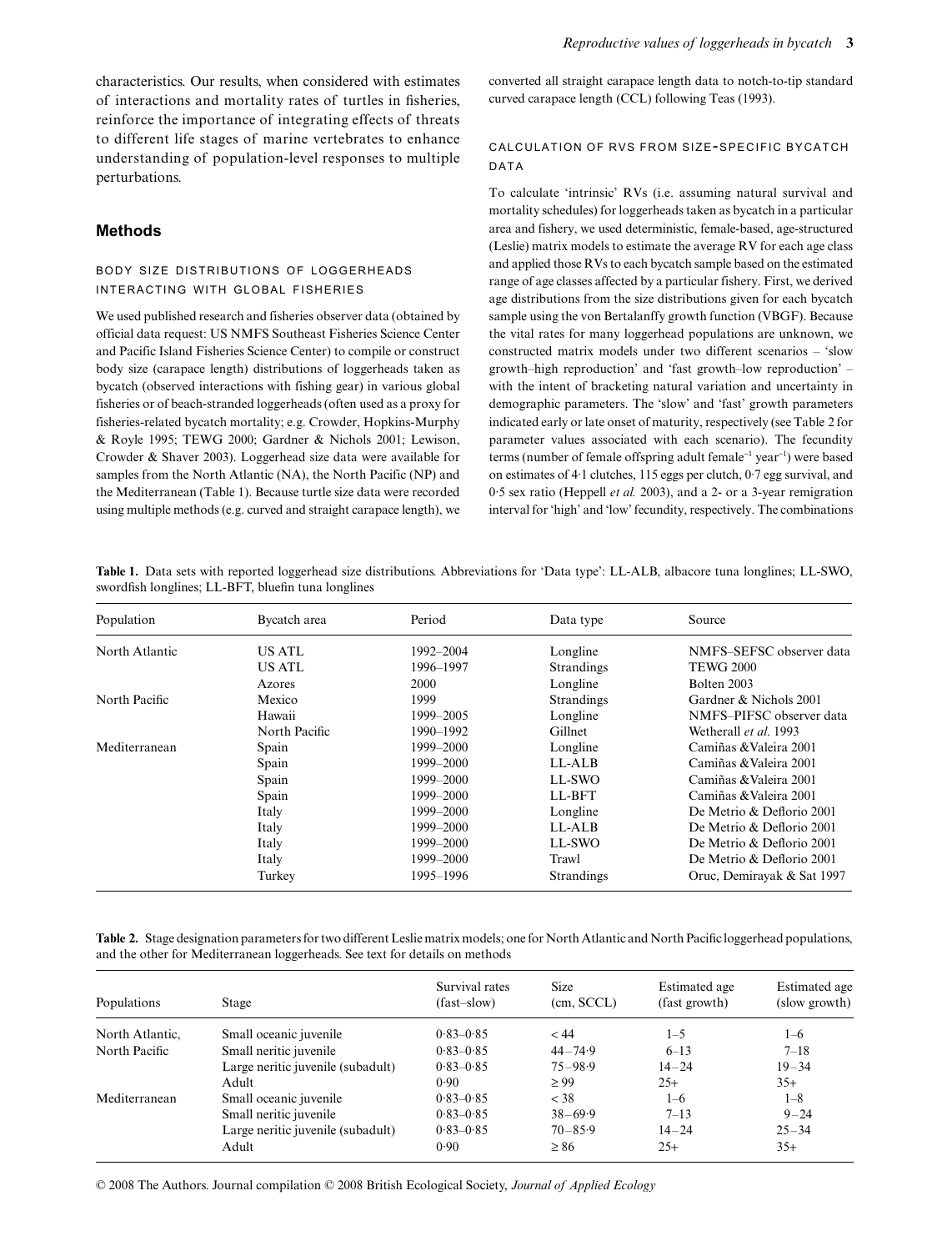characteristics. Our results, when considered with estimates of interactions and mortality rates of turtles in fisheries, reinforce the importance of integrating effects of threats to different life stages of marine vertebrates to enhance understanding of population-level responses to multiple perturbations.

## Methods

### BODY SIZE DISTRIBUTIONS OF LOGGERHEADS INTERACTING WITH GLOBAL FISHERIES

We used published research and fisheries observer data (obtained by official data request: US NMFS Southeast Fisheries Science Center and Pacific Island Fisheries Science Center) to compile or construct body size (carapace length) distributions of loggerheads taken as bycatch (observed interactions with fishing gear) in various global fisheries or of beach-stranded loggerheads (often used as a proxy for fisheries-related bycatch mortality; e.g. Crowder, Hopkins-Murphy & Royle 1995; TEWG 2000; Gardner & Nichols 2001; Lewison, Crowder & Shaver 2003). Loggerhead size data were available for samples from the North Atlantic (NA), the North Pacific (NP) and the Mediterranean (Table 1). Because turtle size data were recorded using multiple methods (e.g. curved and straight carapace length), we converted all straight carapace length data to notch-to-tip standard curved carapace length (CCL) following Teas (1993).

### CALCULATION OF RVS FROM SIZE-SPECIFIC BYCATCH DATA

To calculate 'intrinsic' RVs (i.e. assuming natural survival and mortality schedules) for loggerheads taken as bycatch in a particular area and fishery, we used deterministic, female-based, age-structured (Leslie) matrix models to estimate the average RV for each age class and applied those RVs to each bycatch sample based on the estimated range of age classes affected by a particular fishery. First, we derived age distributions from the size distributions given for each bycatch sample using the von Bertalanffy growth function (VBGF). Because the vital rates for many loggerhead populations are unknown, we constructed matrix models under two different scenarios – 'slow growth–high reproduction' and 'fast growth–low reproduction' – with the intent of bracketing natural variation and uncertainty in demographic parameters. The 'slow' and 'fast' growth parameters indicated early or late onset of maturity, respectively (see Table 2 for parameter values associated with each scenario). The fecundity terms (number of female offspring adult female$^{-1}$ year$^{-1}$) were based on estimates of 4·1 clutches, 115 eggs per clutch, 0·7 egg survival, and 0·5 sex ratio (Heppell *et al.* 2003), and a 2- or a 3-year remigration interval for 'high' and 'low' fecundity, respectively. The combinations

**Table 1.** Data sets with reported loggerhead size distributions. Abbreviations for 'Data type': LL-ALB, albacore tuna longlines; LL-SWO, swordfish longlines; LL-BFT, bluefin tuna longlines

| Population | Bycatch area | Period | Data type | Source |
|---|---|---|---|---|
| North Atlantic | US ATL | 1992–2004 | Longline | NMFS–SEFSC observer data |
| | US ATL | 1996–1997 | Strandings | TEWG 2000 |
| | Azores | 2000 | Longline | Bolten 2003 |
| North Pacific | Mexico | 1999 | Strandings | Gardner & Nichols 2001 |
| | Hawaii | 1999–2005 | Longline | NMFS–PIFSC observer data |
| | North Pacific | 1990–1992 | Gillnet | Wetherall *et al.* 1993 |
| Mediterranean | Spain | 1999–2000 | Longline | Camiñas &Valeira 2001 |
| | Spain | 1999–2000 | LL-ALB | Camiñas &Valeira 2001 |
| | Spain | 1999–2000 | LL-SWO | Camiñas &Valeira 2001 |
| | Spain | 1999–2000 | LL-BFT | Camiñas &Valeira 2001 |
| | Italy | 1999–2000 | Longline | De Metrio & Deflorio 2001 |
| | Italy | 1999–2000 | LL-ALB | De Metrio & Deflorio 2001 |
| | Italy | 1999–2000 | LL-SWO | De Metrio & Deflorio 2001 |
| | Italy | 1999–2000 | Trawl | De Metrio & Deflorio 2001 |
| | Turkey | 1995–1996 | Strandings | Oruc, Demirayak & Sat 1997 |

**Table 2.** Stage designation parameters for two different Leslie matrix models; one for North Atlantic and North Pacific loggerhead populations, and the other for Mediterranean loggerheads. See text for details on methods

| Populations | Stage | Survival rates (fast–slow) | Size (cm, SCCL) | Estimated age (fast growth) | Estimated age (slow growth) |
|---|---|---|---|---|---|
| North Atlantic, | Small oceanic juvenile | 0·83–0·85 | < 44 | 1–5 | 1–6 |
| North Pacific | Small neritic juvenile | 0·83–0·85 | 44–74·9 | 6–13 | 7–18 |
| | Large neritic juvenile (subadult) | 0·83–0·85 | 75–98·9 | 14–24 | 19–34 |
| | Adult | 0·90 | ≥ 99 | 25+ | 35+ |
| Mediterranean | Small oceanic juvenile | 0·83–0·85 | < 38 | 1–6 | 1–8 |
| | Small neritic juvenile | 0·83–0·85 | 38–69·9 | 7–13 | 9–24 |
| | Large neritic juvenile (subadult) | 0·83–0·85 | 70–85·9 | 14–24 | 25–34 |
| | Adult | 0·90 | ≥ 86 | 25+ | 35+ |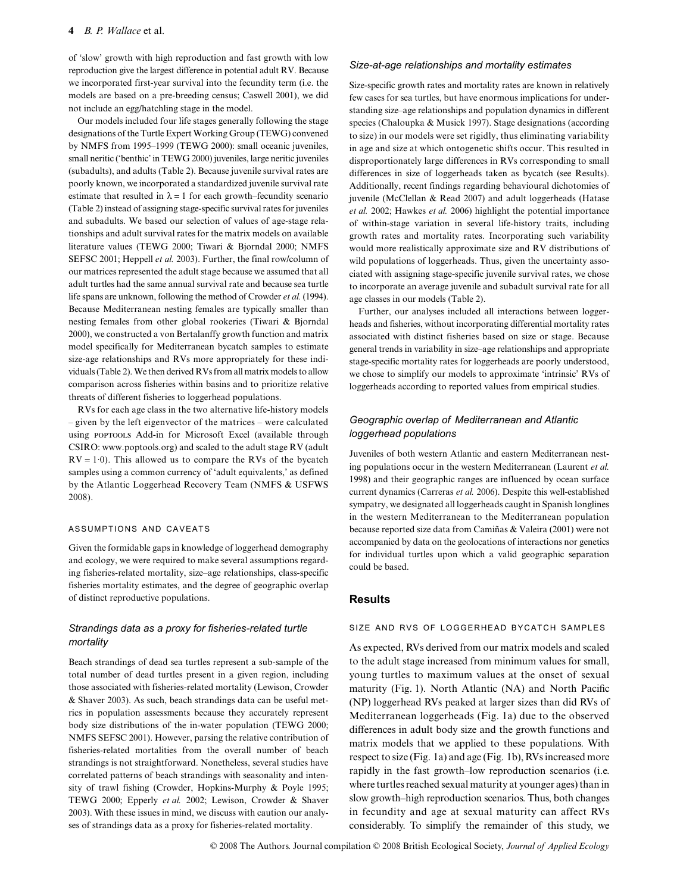of 'slow' growth with high reproduction and fast growth with low reproduction give the largest difference in potential adult RV. Because we incorporated first-year survival into the fecundity term (i.e. the models are based on a pre-breeding census; Caswell 2001), we did not include an egg/hatchling stage in the model.

Our models included four life stages generally following the stage designations of the Turtle Expert Working Group (TEWG) convened by NMFS from 1995–1999 (TEWG 2000): small oceanic juveniles, small neritic ('benthic' in TEWG 2000) juveniles, large neritic juveniles (subadults), and adults (Table 2). Because juvenile survival rates are poorly known, we incorporated a standardized juvenile survival rate estimate that resulted in $\lambda = 1$ for each growth–fecundity scenario (Table 2) instead of assigning stage-specific survival rates for juveniles and subadults. We based our selection of values of age-stage relationships and adult survival rates for the matrix models on available literature values (TEWG 2000; Tiwari & Bjorndal 2000; NMFS SEFSC 2001; Heppell *et al.* 2003). Further, the final row/column of our matrices represented the adult stage because we assumed that all adult turtles had the same annual survival rate and because sea turtle life spans are unknown, following the method of Crowder *et al.* (1994). Because Mediterranean nesting females are typically smaller than nesting females from other global rookeries (Tiwari & Bjorndal 2000), we constructed a von Bertalanffy growth function and matrix model specifically for Mediterranean bycatch samples to estimate size-age relationships and RVs more appropriately for these individuals (Table 2). We then derived RVs from all matrix models to allow comparison across fisheries within basins and to prioritize relative threats of different fisheries to loggerhead populations.

RVs for each age class in the two alternative life-history models – given by the left eigenvector of the matrices – were calculated using POPTOOLS Add-in for Microsoft Excel (available through CSIRO: www.poptools.org) and scaled to the adult stage RV (adult RV = 1·0). This allowed us to compare the RVs of the bycatch samples using a common currency of 'adult equivalents,' as defined by the Atlantic Loggerhead Recovery Team (NMFS & USFWS 2008).

### ASSUMPTIONS AND CAVEATS

Given the formidable gaps in knowledge of loggerhead demography and ecology, we were required to make several assumptions regarding fisheries-related mortality, size–age relationships, class-specific fisheries mortality estimates, and the degree of geographic overlap of distinct reproductive populations.

#### *Strandings data as a proxy for fisheries-related turtle mortality*

Beach strandings of dead sea turtles represent a sub-sample of the total number of dead turtles present in a given region, including those associated with fisheries-related mortality (Lewison, Crowder & Shaver 2003). As such, beach strandings data can be useful metrics in population assessments because they accurately represent body size distributions of the in-water population (TEWG 2000; NMFS SEFSC 2001). However, parsing the relative contribution of fisheries-related mortalities from the overall number of beach strandings is not straightforward. Nonetheless, several studies have correlated patterns of beach strandings with seasonality and intensity of trawl fishing (Crowder, Hopkins-Murphy & Poyle 1995; TEWG 2000; Epperly *et al.* 2002; Lewison, Crowder & Shaver 2003). With these issues in mind, we discuss with caution our analyses of strandings data as a proxy for fisheries-related mortality.

#### *Size-at-age relationships and mortality estimates*

Size-specific growth rates and mortality rates are known in relatively few cases for sea turtles, but have enormous implications for understanding size–age relationships and population dynamics in different species (Chaloupka & Musick 1997). Stage designations (according to size) in our models were set rigidly, thus eliminating variability in age and size at which ontogenetic shifts occur. This resulted in disproportionately large differences in RVs corresponding to small differences in size of loggerheads taken as bycatch (see Results). Additionally, recent findings regarding behavioural dichotomies of juvenile (McClellan & Read 2007) and adult loggerheads (Hatase *et al.* 2002; Hawkes *et al.* 2006) highlight the potential importance of within-stage variation in several life-history traits, including growth rates and mortality rates. Incorporating such variability would more realistically approximate size and RV distributions of wild populations of loggerheads. Thus, given the uncertainty associated with assigning stage-specific juvenile survival rates, we chose to incorporate an average juvenile and subadult survival rate for all age classes in our models (Table 2).

Further, our analyses included all interactions between loggerheads and fisheries, without incorporating differential mortality rates associated with distinct fisheries based on size or stage. Because general trends in variability in size–age relationships and appropriate stage-specific mortality rates for loggerheads are poorly understood, we chose to simplify our models to approximate 'intrinsic' RVs of loggerheads according to reported values from empirical studies.

#### *Geographic overlap of Mediterranean and Atlantic loggerhead populations*

Juveniles of both western Atlantic and eastern Mediterranean nesting populations occur in the western Mediterranean (Laurent *et al.* 1998) and their geographic ranges are influenced by ocean surface current dynamics (Carreras *et al.* 2006). Despite this well-established sympatry, we designated all loggerheads caught in Spanish longlines in the western Mediterranean to the Mediterranean population because reported size data from Camiñas & Valeira (2001) were not accompanied by data on the geolocations of interactions nor genetics for individual turtles upon which a valid geographic separation could be based.

## Results

### SIZE AND RVS OF LOGGERHEAD BYCATCH SAMPLES

As expected, RVs derived from our matrix models and scaled to the adult stage increased from minimum values for small, young turtles to maximum values at the onset of sexual maturity (Fig. 1). North Atlantic (NA) and North Pacific (NP) loggerhead RVs peaked at larger sizes than did RVs of Mediterranean loggerheads (Fig. 1a) due to the observed differences in adult body size and the growth functions and matrix models that we applied to these populations. With respect to size (Fig. 1a) and age (Fig. 1b), RVs increased more rapidly in the fast growth–low reproduction scenarios (i.e. where turtles reached sexual maturity at younger ages) than in slow growth–high reproduction scenarios. Thus, both changes in fecundity and age at sexual maturity can affect RVs considerably. To simplify the remainder of this study, we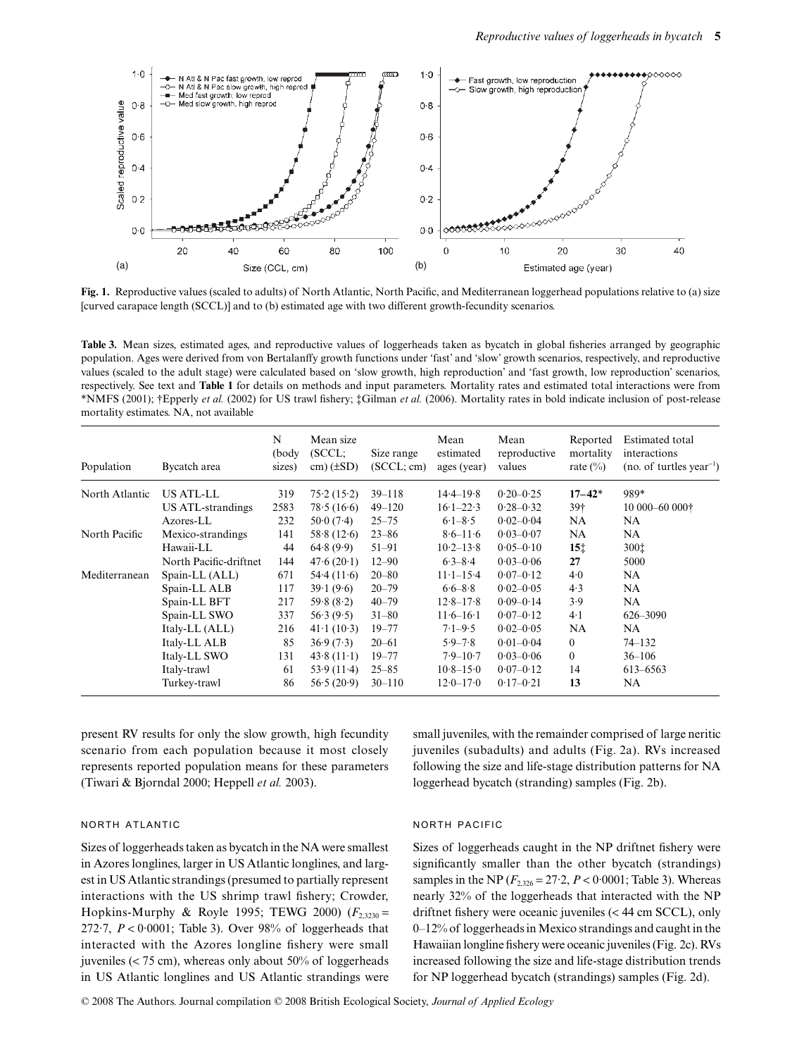**Fig. 1.** Reproductive values (scaled to adults) of North Atlantic, North Pacific, and Mediterranean loggerhead populations relative to (a) size [curved carapace length (SCCL)] and to (b) estimated age with two different growth-fecundity scenarios.

**Table 3.** Mean sizes, estimated ages, and reproductive values of loggerheads taken as bycatch in global fisheries arranged by geographic population. Ages were derived from von Bertalanffy growth functions under 'fast' and 'slow' growth scenarios, respectively, and reproductive values (scaled to the adult stage) were calculated based on 'slow growth, high reproduction' and 'fast growth, low reproduction' scenarios, respectively. See text and **Table 1** for details on methods and input parameters. Mortality rates and estimated total interactions were from *NMFS (2001); †Epperly *et al.* (2002) for US trawl fishery; ‡Gilman *et al.* (2006). Mortality rates in bold indicate inclusion of post-release mortality estimates. NA, not available

| Population | Bycatch area | N (body sizes) | Mean size (SCCL; cm) (±SD) | Size range (SCCL; cm) | Mean estimated ages (year) | Mean reproductive values | Reported mortality rate (%) | Estimated total interactions (no. of turtles year$^{-1}$) |
|---|---|---|---|---|---|---|---|---|
| North Atlantic | US ATL-LL | 319 | 75·2 (15·2) | 39–118 | 14·4–19·8 | 0·20–0·25 | **17–42*** | 989* |
| | US ATL-strandings | 2583 | 78·5 (16·6) | 49–120 | 16·1–22·3 | 0·28–0·32 | 39† | 10 000–60 000† |
| | Azores-LL | 232 | 50·0 (7·4) | 25–75 | 6·1–8·5 | 0·02–0·04 | NA | NA |
| North Pacific | Mexico-strandings | 141 | 58·8 (12·6) | 23–86 | 8·6–11·6 | 0·03–0·07 | NA | NA |
| | Hawaii-LL | 44 | 64·8 (9·9) | 51–91 | 10·2–13·8 | 0·05–0·10 | **15‡** | 300‡ |
| | North Pacific-driftnet | 144 | 47·6 (20·1) | 12–90 | 6·3–8·4 | 0·03–0·06 | **27** | 5000 |
| Mediterranean | Spain-LL (ALL) | 671 | 54·4 (11·6) | 20–80 | 11·1–15·4 | 0·07–0·12 | 4·0 | NA |
| | Spain-LL ALB | 117 | 39·1 (9·6) | 20–79 | 6·6–8·8 | 0·02–0·05 | 4·3 | NA |
| | Spain-LL BFT | 217 | 59·8 (8·2) | 40–79 | 12·8–17·8 | 0·09–0·14 | 3·9 | NA |
| | Spain-LL SWO | 337 | 56·3 (9·5) | 31–80 | 11·6–16·1 | 0·07–0·12 | 4·1 | 626–3090 |
| | Italy-LL (ALL) | 216 | 41·1 (10·3) | 19–77 | 7·1–9·5 | 0·02–0·05 | NA | NA |
| | Italy-LL ALB | 85 | 36·9 (7·3) | 20–61 | 5·9–7·8 | 0·01–0·04 | 0 | 74–132 |
| | Italy-LL SWO | 131 | 43·8 (11·1) | 19–77 | 7·9–10·7 | 0·03–0·06 | 0 | 36–106 |
| | Italy-trawl | 61 | 53·9 (11·4) | 25–85 | 10·8–15·0 | 0·07–0·12 | 14 | 613–6563 |
| | Turkey-trawl | 86 | 56·5 (20·9) | 30–110 | 12·0–17·0 | 0·17–0·21 | **13** | NA |

present RV results for only the slow growth, high fecundity scenario from each population because it most closely represents reported population means for these parameters (Tiwari & Bjorndal 2000; Heppell *et al.* 2003).

#### NORTH ATLANTIC

Sizes of loggerheads taken as bycatch in the NA were smallest in Azores longlines, larger in US Atlantic longlines, and largest in US Atlantic strandings (presumed to partially represent interactions with the US shrimp trawl fishery; Crowder, Hopkins-Murphy & Royle 1995; TEWG 2000) ($F_{2,3230}$ = 272·7, $P$ < 0·0001; Table 3). Over 98% of loggerheads that interacted with the Azores longline fishery were small juveniles (< 75 cm), whereas only about 50% of loggerheads in US Atlantic longlines and US Atlantic strandings were small juveniles, with the remainder comprised of large neritic juveniles (subadults) and adults (Fig. 2a). RVs increased following the size and life-stage distribution patterns for NA loggerhead bycatch (stranding) samples (Fig. 2b).

#### NORTH PACIFIC

Sizes of loggerheads caught in the NP driftnet fishery were significantly smaller than the other bycatch (strandings) samples in the NP ($F_{2,326}$ = 27·2, $P$ < 0·0001; Table 3). Whereas nearly 32% of the loggerheads that interacted with the NP driftnet fishery were oceanic juveniles (< 44 cm SCCL), only 0–12% of loggerheads in Mexico strandings and caught in the Hawaiian longline fishery were oceanic juveniles (Fig. 2c). RVs increased following the size and life-stage distribution trends for NP loggerhead bycatch (strandings) samples (Fig. 2d).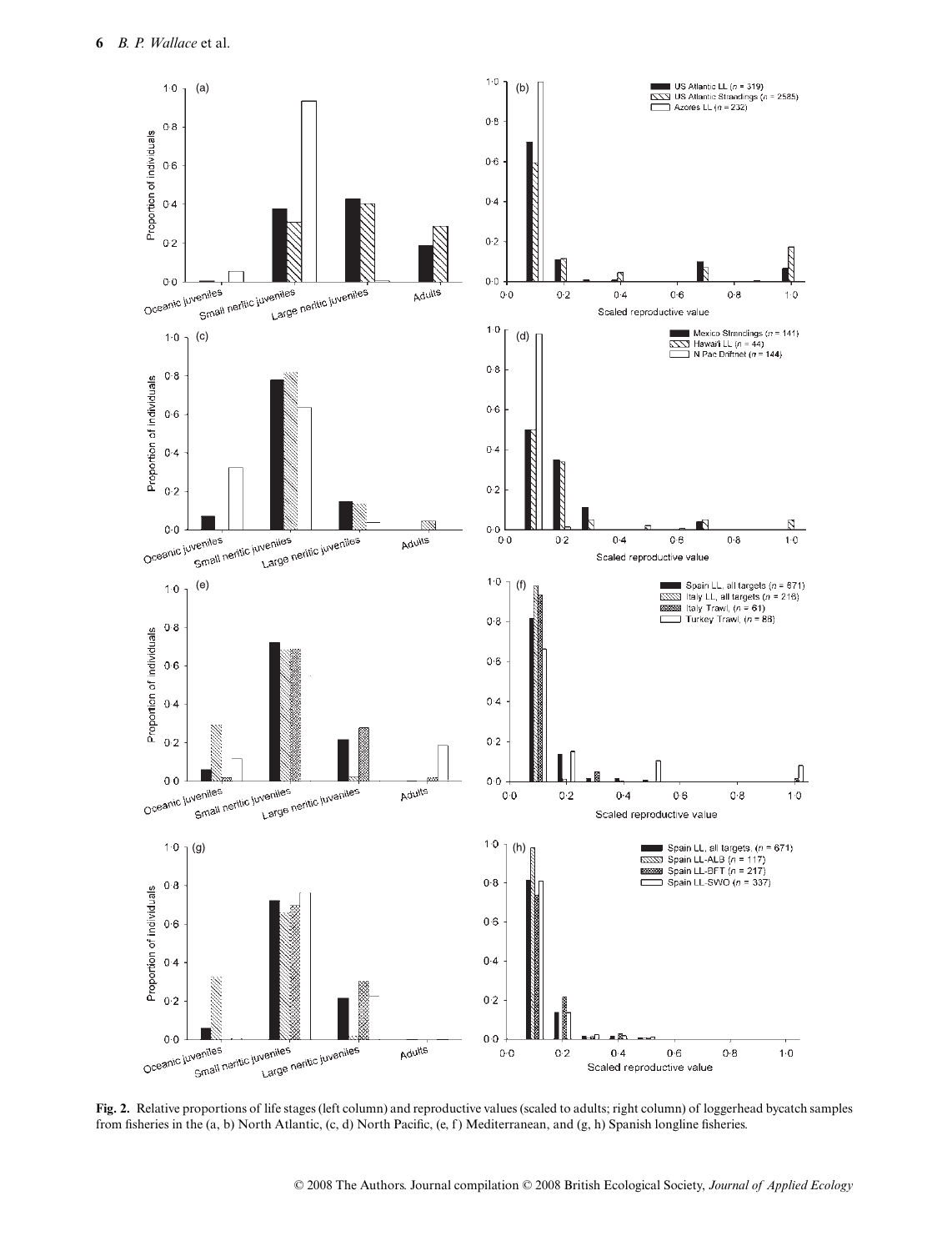**Fig. 2.** Relative proportions of life stages (left column) and reproductive values (scaled to adults; right column) of loggerhead bycatch samples from fisheries in the (a, b) North Atlantic, (c, d) North Pacific, (e, f) Mediterranean, and (g, h) Spanish longline fisheries.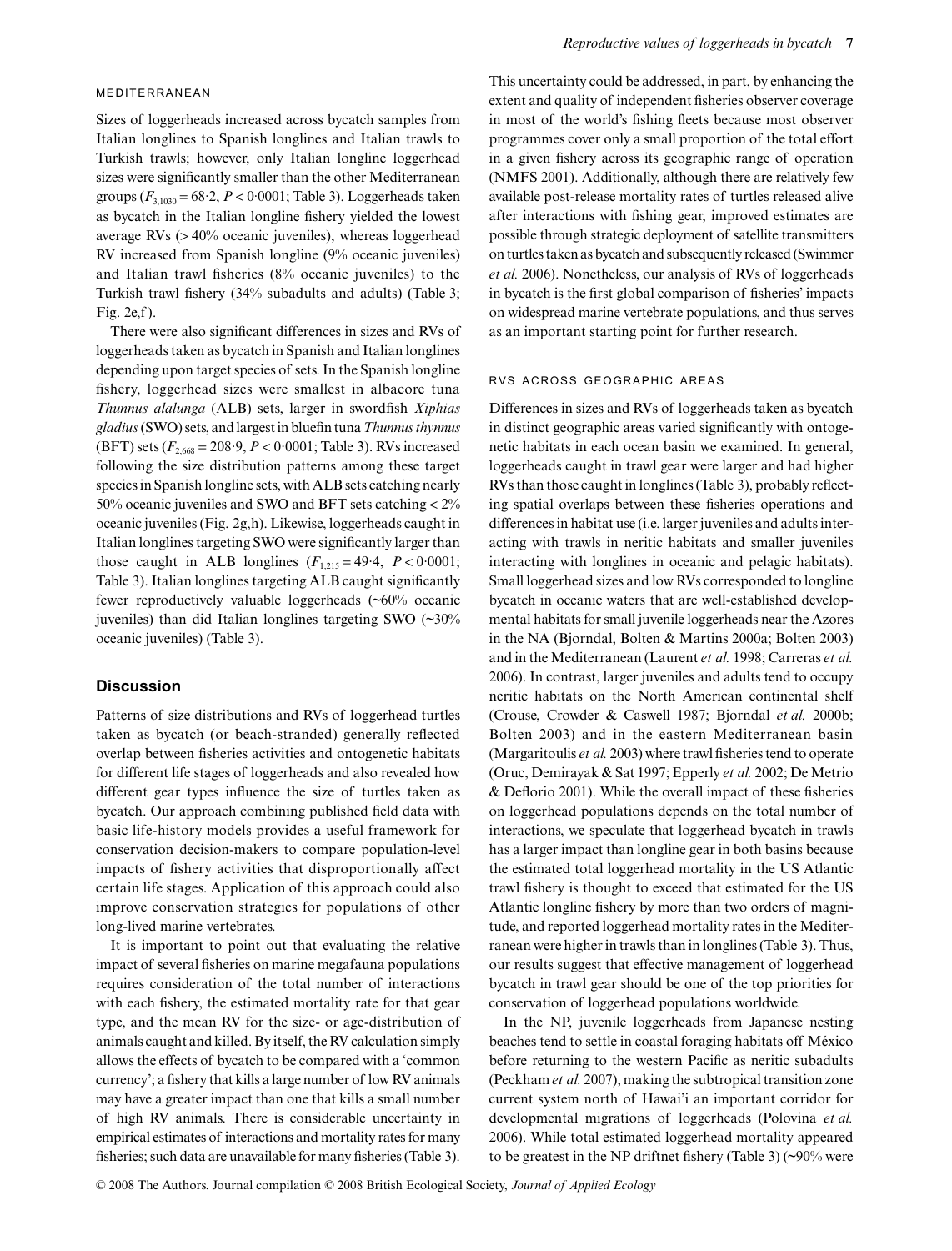#### MEDITERRANEAN

Sizes of loggerheads increased across bycatch samples from Italian longlines to Spanish longlines and Italian trawls to Turkish trawls; however, only Italian longline loggerhead sizes were significantly smaller than the other Mediterranean groups ($F_{3,1030} = 68{\cdot}2$, $P < 0{\cdot}0001$; Table 3). Loggerheads taken as bycatch in the Italian longline fishery yielded the lowest average RVs (> 40% oceanic juveniles), whereas loggerhead RV increased from Spanish longline (9% oceanic juveniles) and Italian trawl fisheries (8% oceanic juveniles) to the Turkish trawl fishery (34% subadults and adults) (Table 3; Fig. 2e,f).

There were also significant differences in sizes and RVs of loggerheads taken as bycatch in Spanish and Italian longlines depending upon target species of sets. In the Spanish longline fishery, loggerhead sizes were smallest in albacore tuna *Thunnus alalunga* (ALB) sets, larger in swordfish *Xiphias gladius* (SWO) sets, and largest in bluefin tuna *Thunnus thynnus* (BFT) sets ($F_{2,668} = 208{\cdot}9$, $P < 0{\cdot}0001$; Table 3). RVs increased following the size distribution patterns among these target species in Spanish longline sets, with ALB sets catching nearly 50% oceanic juveniles and SWO and BFT sets catching < 2% oceanic juveniles (Fig. 2g,h). Likewise, loggerheads caught in Italian longlines targeting SWO were significantly larger than those caught in ALB longlines ($F_{1,215} = 49{\cdot}4$, $P < 0{\cdot}0001$; Table 3). Italian longlines targeting ALB caught significantly fewer reproductively valuable loggerheads (~60% oceanic juveniles) than did Italian longlines targeting SWO (~30% oceanic juveniles) (Table 3).

## Discussion

Patterns of size distributions and RVs of loggerhead turtles taken as bycatch (or beach-stranded) generally reflected overlap between fisheries activities and ontogenetic habitats for different life stages of loggerheads and also revealed how different gear types influence the size of turtles taken as bycatch. Our approach combining published field data with basic life-history models provides a useful framework for conservation decision-makers to compare population-level impacts of fishery activities that disproportionally affect certain life stages. Application of this approach could also improve conservation strategies for populations of other long-lived marine vertebrates.

It is important to point out that evaluating the relative impact of several fisheries on marine megafauna populations requires consideration of the total number of interactions with each fishery, the estimated mortality rate for that gear type, and the mean RV for the size- or age-distribution of animals caught and killed. By itself, the RV calculation simply allows the effects of bycatch to be compared with a 'common currency'; a fishery that kills a large number of low RV animals may have a greater impact than one that kills a small number of high RV animals. There is considerable uncertainty in empirical estimates of interactions and mortality rates for many fisheries; such data are unavailable for many fisheries (Table 3). This uncertainty could be addressed, in part, by enhancing the extent and quality of independent fisheries observer coverage in most of the world's fishing fleets because most observer programmes cover only a small proportion of the total effort in a given fishery across its geographic range of operation (NMFS 2001). Additionally, although there are relatively few available post-release mortality rates of turtles released alive after interactions with fishing gear, improved estimates are possible through strategic deployment of satellite transmitters on turtles taken as bycatch and subsequently released (Swimmer *et al.* 2006). Nonetheless, our analysis of RVs of loggerheads in bycatch is the first global comparison of fisheries' impacts on widespread marine vertebrate populations, and thus serves as an important starting point for further research.

#### RVS ACROSS GEOGRAPHIC AREAS

Differences in sizes and RVs of loggerheads taken as bycatch in distinct geographic areas varied significantly with ontogenetic habitats in each ocean basin we examined. In general, loggerheads caught in trawl gear were larger and had higher RVs than those caught in longlines (Table 3), probably reflecting spatial overlaps between these fisheries operations and differences in habitat use (i.e. larger juveniles and adults interacting with trawls in neritic habitats and smaller juveniles interacting with longlines in oceanic and pelagic habitats). Small loggerhead sizes and low RVs corresponded to longline bycatch in oceanic waters that are well-established developmental habitats for small juvenile loggerheads near the Azores in the NA (Bjorndal, Bolten & Martins 2000a; Bolten 2003) and in the Mediterranean (Laurent *et al.* 1998; Carreras *et al.* 2006). In contrast, larger juveniles and adults tend to occupy neritic habitats on the North American continental shelf (Crouse, Crowder & Caswell 1987; Bjorndal *et al.* 2000b; Bolten 2003) and in the eastern Mediterranean basin (Margaritoulis *et al.* 2003) where trawl fisheries tend to operate (Oruc, Demirayak & Sat 1997; Epperly *et al.* 2002; De Metrio & Deflorio 2001). While the overall impact of these fisheries on loggerhead populations depends on the total number of interactions, we speculate that loggerhead bycatch in trawls has a larger impact than longline gear in both basins because the estimated total loggerhead mortality in the US Atlantic trawl fishery is thought to exceed that estimated for the US Atlantic longline fishery by more than two orders of magnitude, and reported loggerhead mortality rates in the Mediterranean were higher in trawls than in longlines (Table 3). Thus, our results suggest that effective management of loggerhead bycatch in trawl gear should be one of the top priorities for conservation of loggerhead populations worldwide.

In the NP, juvenile loggerheads from Japanese nesting beaches tend to settle in coastal foraging habitats off México before returning to the western Pacific as neritic subadults (Peckham *et al.* 2007), making the subtropical transition zone current system north of Hawai'i an important corridor for developmental migrations of loggerheads (Polovina *et al.* 2006). While total estimated loggerhead mortality appeared to be greatest in the NP driftnet fishery (Table 3) (~90% were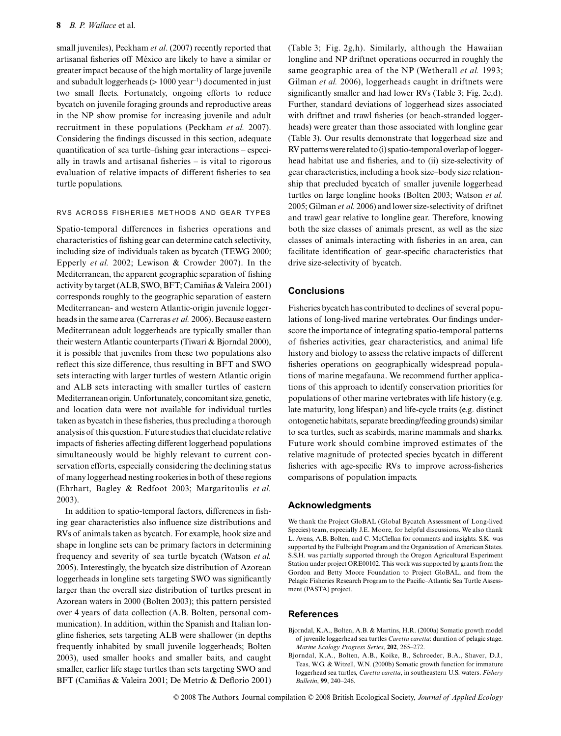small juveniles), Peckham *et al*. (2007) recently reported that artisanal fisheries off México are likely to have a similar or greater impact because of the high mortality of large juvenile and subadult loggerheads (> 1000 year$^{-1}$) documented in just two small fleets. Fortunately, ongoing efforts to reduce bycatch on juvenile foraging grounds and reproductive areas in the NP show promise for increasing juvenile and adult recruitment in these populations (Peckham *et al.* 2007). Considering the findings discussed in this section, adequate quantification of sea turtle–fishing gear interactions – especially in trawls and artisanal fisheries – is vital to rigorous evaluation of relative impacts of different fisheries to sea turtle populations.

### RVS ACROSS FISHERIES METHODS AND GEAR TYPES

Spatio-temporal differences in fisheries operations and characteristics of fishing gear can determine catch selectivity, including size of individuals taken as bycatch (TEWG 2000; Epperly *et al.* 2002; Lewison & Crowder 2007). In the Mediterranean, the apparent geographic separation of fishing activity by target (ALB, SWO, BFT; Camiñas & Valeira 2001) corresponds roughly to the geographic separation of eastern Mediterranean- and western Atlantic-origin juvenile loggerheads in the same area (Carreras *et al.* 2006). Because eastern Mediterranean adult loggerheads are typically smaller than their western Atlantic counterparts (Tiwari & Bjorndal 2000), it is possible that juveniles from these two populations also reflect this size difference, thus resulting in BFT and SWO sets interacting with larger turtles of western Atlantic origin and ALB sets interacting with smaller turtles of eastern Mediterranean origin. Unfortunately, concomitant size, genetic, and location data were not available for individual turtles taken as bycatch in these fisheries, thus precluding a thorough analysis of this question. Future studies that elucidate relative impacts of fisheries affecting different loggerhead populations simultaneously would be highly relevant to current conservation efforts, especially considering the declining status of many loggerhead nesting rookeries in both of these regions (Ehrhart, Bagley & Redfoot 2003; Margaritoulis *et al.* 2003).

In addition to spatio-temporal factors, differences in fishing gear characteristics also influence size distributions and RVs of animals taken as bycatch. For example, hook size and shape in longline sets can be primary factors in determining frequency and severity of sea turtle bycatch (Watson *et al.* 2005). Interestingly, the bycatch size distribution of Azorean loggerheads in longline sets targeting SWO was significantly larger than the overall size distribution of turtles present in Azorean waters in 2000 (Bolten 2003); this pattern persisted over 4 years of data collection (A.B. Bolten, personal communication). In addition, within the Spanish and Italian longline fisheries, sets targeting ALB were shallower (in depths frequently inhabited by small juvenile loggerheads; Bolten 2003), used smaller hooks and smaller baits, and caught smaller, earlier life stage turtles than sets targeting SWO and BFT (Camiñas & Valeira 2001; De Metrio & Deflorio 2001) (Table 3; Fig. 2g,h). Similarly, although the Hawaiian longline and NP driftnet operations occurred in roughly the same geographic area of the NP (Wetherall *et al.* 1993; Gilman *et al.* 2006), loggerheads caught in driftnets were significantly smaller and had lower RVs (Table 3; Fig. 2c,d). Further, standard deviations of loggerhead sizes associated with driftnet and trawl fisheries (or beach-stranded loggerheads) were greater than those associated with longline gear (Table 3). Our results demonstrate that loggerhead size and RV patterns were related to (i) spatio-temporal overlap of loggerhead habitat use and fisheries, and to (ii) size-selectivity of gear characteristics, including a hook size–body size relationship that precluded bycatch of smaller juvenile loggerhead turtles on large longline hooks (Bolten 2003; Watson *et al.* 2005; Gilman *et al.* 2006) and lower size-selectivity of driftnet and trawl gear relative to longline gear. Therefore, knowing both the size classes of animals present, as well as the size classes of animals interacting with fisheries in an area, can facilitate identification of gear-specific characteristics that drive size-selectivity of bycatch.

## Conclusions

Fisheries bycatch has contributed to declines of several populations of long-lived marine vertebrates. Our findings underscore the importance of integrating spatio-temporal patterns of fisheries activities, gear characteristics, and animal life history and biology to assess the relative impacts of different fisheries operations on geographically widespread populations of marine megafauna. We recommend further applications of this approach to identify conservation priorities for populations of other marine vertebrates with life history (e.g. late maturity, long lifespan) and life-cycle traits (e.g. distinct ontogenetic habitats, separate breeding/feeding grounds) similar to sea turtles, such as seabirds, marine mammals and sharks. Future work should combine improved estimates of the relative magnitude of protected species bycatch in different fisheries with age-specific RVs to improve across-fisheries comparisons of population impacts.

## Acknowledgments

We thank the Project GloBAL (Global Bycatch Assessment of Long-lived Species) team, especially J.E. Moore, for helpful discussions. We also thank L. Avens, A.B. Bolten, and C. McClellan for comments and insights. S.K. was supported by the Fulbright Program and the Organization of American States. S.S.H. was partially supported through the Oregon Agricultural Experiment Station under project ORE00102. This work was supported by grants from the Gordon and Betty Moore Foundation to Project GloBAL, and from the Pelagic Fisheries Research Program to the Pacific–Atlantic Sea Turtle Assessment (PASTA) project.

## References

Bjorndal, K.A., Bolten, A.B. & Martins, H.R. (2000a) Somatic growth model of juvenile loggerhead sea turtles *Caretta caretta*: duration of pelagic stage. *Marine Ecology Progress Series*, **202**, 265–272.

Bjorndal, K.A., Bolten, A.B., Koike, B., Schroeder, B.A., Shaver, D.J., Teas, W.G. & Witzell, W.N. (2000b) Somatic growth function for immature loggerhead sea turtles, *Caretta caretta*, in southeastern U.S. waters. *Fishery Bulletin*, **99**, 240–246.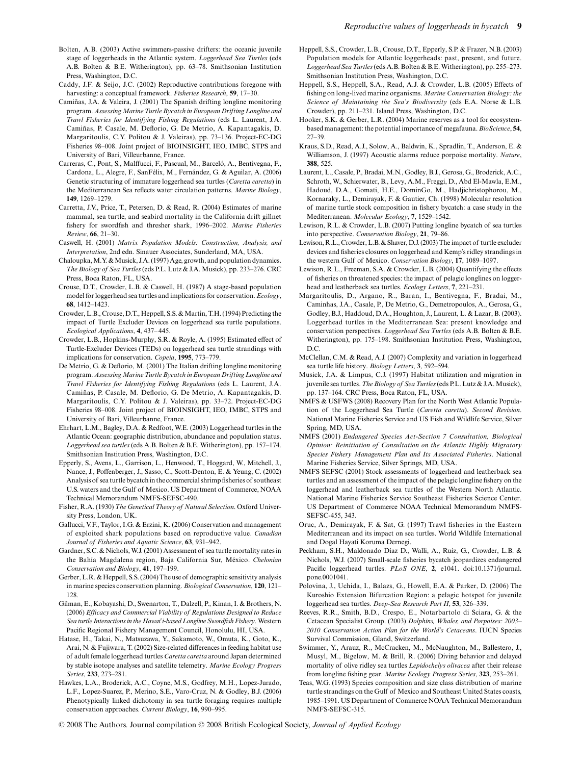Bolten, A.B. (2003) Active swimmers-passive drifters: the oceanic juvenile stage of loggerheads in the Atlantic system. *Loggerhead Sea Turtles* (eds A.B. Bolten & B.E. Witherington), pp. 63–78. Smithsonian Institution Press, Washington, D.C.

Caddy, J.F. & Seijo, J.C. (2002) Reproductive contributions foregone with harvesting: a conceptual framework. *Fisheries Research*, **59**, 17–30.

Camiñas, J.A. & Valeira, J. (2001) The Spanish drifting longline monitoring program. *Assessing Marine Turtle Bycatch in European Drifting Longline and Trawl Fisheries for Identifying Fishing Regulations* (eds L. Laurent, J.A. Camiñas, P. Casale, M. Deflorio, G. De Metrio, A. Kapantagakis, D. Margaritoulis, C.Y. Politou & J. Valeiras), pp. 73–136. Project-EC-DG Fisheries 98–008. Joint project of BIOINSIGHT, IEO, IMBC, STPS and University of Bari, Villeurbanne, France.

Carreras, C., Pont, S., Malffucci, F., Pascual, M., Barceló, A., Bentivegna, F., Cardona, L., Alegre, F., SanFélix, M., Fernández, G. & Aguilar, A. (2006) Genetic structuring of immature loggerhead sea turtles (*Caretta caretta*) in the Mediterranean Sea reflects water circulation patterns. *Marine Biology*, **149**, 1269–1279.

Carretta, J.V., Price, T., Petersen, D. & Read, R. (2004) Estimates of marine mammal, sea turtle, and seabird mortality in the California drift gillnet fishery for swordfish and thresher shark, 1996–2002. *Marine Fisheries Review*, **66**, 21–30.

Caswell, H. (2001) *Matrix Population Models: Construction, Analysis, and Interpretation*, 2nd edn. Sinauer Associates, Sunderland, MA, USA.

Chaloupka, M.Y. & Musick, J.A. (1997) Age, growth, and population dynamics. *The Biology of Sea Turtles* (eds P.L. Lutz & J.A. Musick), pp. 233–276. CRC Press, Boca Raton, FL, USA.

Crouse, D.T., Crowder, L.B. & Caswell, H. (1987) A stage-based population model for loggerhead sea turtles and implications for conservation. *Ecology*, **68**, 1412–1423.

Crowder, L.B., Crouse, D.T., Heppell, S.S. & Martin, T.H. (1994) Predicting the impact of Turtle Excluder Devices on loggerhead sea turtle populations. *Ecological Applications*, **4**, 437–445.

Crowder, L.B., Hopkins-Murphy, S.R. & Royle, A. (1995) Estimated effect of Turtle-Excluder Devices (TEDs) on loggerhead sea turtle strandings with implications for conservation. *Copeia*, **1995**, 773–779.

De Metrio, G. & Deflorio, M. (2001) The Italian drifting longline monitoring program. *Assessing Marine Turtle Bycatch in European Drifting Longline and Trawl Fisheries for Identifying Fishing Regulations* (eds L. Laurent, J.A. Camiñas, P. Casale, M. Deflorio, G. De Metrio, A. Kapantagakis, D. Margaritoulis, C.Y. Politou & J. Valeiras), pp. 33–72. Project-EC-DG Fisheries 98–008. Joint project of BIOINSIGHT, IEO, IMBC, STPS and University of Bari, Villeurbanne, France.

Ehrhart, L.M., Bagley, D.A. & Redfoot, W.E. (2003) Loggerhead turtles in the Atlantic Ocean: geographic distribution, abundance and population status. *Loggerhead sea turtles* (eds A.B. Bolten & B.E. Witherington), pp. 157–174. Smithsonian Institution Press, Washington, D.C.

Epperly, S., Avens, L., Garrison, L., Henwood, T., Hoggard, W., Mitchell, J., Nance, J., Poffenberger, J., Sasso, C., Scott-Denton, E. & Yeung, C. (2002) Analysis of sea turtle bycatch in the commercial shrimp fisheries of southeast U.S. waters and the Gulf of Mexico. US Department of Commerce, NOAA Technical Memorandum NMFS-SEFSC-490.

Fisher, R.A. (1930) *The Genetical Theory of Natural Selection*. Oxford University Press, London, UK.

Gallucci, V.F., Taylor, I.G. & Erzini, K. (2006) Conservation and management of exploited shark populations based on reproductive value. *Canadian Journal of Fisheries and Aquatic Science*, **63**, 931–942.

Gardner, S.C. & Nichols, W.J. (2001) Assessment of sea turtle mortality rates in the Bahía Magdalena region, Baja California Sur, México. *Chelonian Conservation and Biology*, **41**, 197–199.

Gerber, L.R. & Heppell, S.S. (2004) The use of demographic sensitivity analysis in marine species conservation planning. *Biological Conservation*, **120**, 121–128.

Gilman, E., Kobayashi, D., Swenarton, T., Dalzell, P., Kinan, I. & Brothers, N. (2006) *Efficacy and Commercial Viability of Regulations Designed to Reduce Sea turtle Interactions in the Hawai'i-based Longline Swordfish Fishery*. Western Pacific Regional Fishery Management Council, Honolulu, HI, USA.

Hatase, H., Takai, N., Matsuzawa, Y., Sakamoto, W., Omuta, K., Goto, K., Arai, N. & Fujiwara, T. (2002) Size-related differences in feeding habitat use of adult female loggerhead turtles *Caretta caretta* around Japan determined by stable isotope analyses and satellite telemetry. *Marine Ecology Progress Series*, **233**, 273–281.

Hawkes, L.A., Broderick, A.C., Coyne, M.S., Godfrey, M.H., Lopez-Jurado, L.F., Lopez-Suarez, P., Merino, S.E., Varo-Cruz, N. & Godley, B.J. (2006) Phenotypically linked dichotomy in sea turtle foraging requires multiple conservation approaches. *Current Biology*, **16**, 990–995.

Heppell, S.S., Crowder, L.B., Crouse, D.T., Epperly, S.P. & Frazer, N.B. (2003) Population models for Atlantic loggerheads: past, present, and future. *Loggerhead Sea Turtles* (eds A.B. Bolten & B.E. Witherington), pp. 255–273. Smithsonian Institution Press, Washington, D.C.

Heppell, S.S., Heppell, S.A., Read, A.J. & Crowder, L.B. (2005) Effects of fishing on long-lived marine organisms. *Marine Conservation Biology: the Science of Maintaining the Sea's Biodiversity* (eds E.A. Norse & L.B. Crowder), pp. 211–231. Island Press, Washington, D.C.

Hooker, S.K. & Gerber, L.R. (2004) Marine reserves as a tool for ecosystem-based management: the potential importance of megafauna. *BioScience*, **54**, 27–39.

Kraus, S.D., Read, A.J., Solow, A., Baldwin, K., Spradlin, T., Anderson, E. & Williamson, J. (1997) Acoustic alarms reduce porpoise mortality. *Nature*, **388**, 525.

Laurent, L., Casale, P., Bradai, M.N., Godley, B.J., Gerosa, G., Broderick, A.C., Schroth, W., Schierwater, B., Levy, A.M., Freggi, D., Abd El-Mawla, E.M., Hadoud, D.A., Gomati, H.E., DominGo, M., Hadjichristophorou, M., Kornaraky, L., Demirayak, F. & Gautier, Ch. (1998) Molecular resolution of marine turtle stock composition in fishery bycatch: a case study in the Mediterranean. *Molecular Ecology*, **7**, 1529–1542.

Lewison, R.L. & Crowder, L.B. (2007) Putting longline bycatch of sea turtles into perspective. *Conservation Biology*, **21**, 79–86.

Lewison, R.L., Crowder, L.B. & Shaver, D.J. (2003) The impact of turtle excluder devices and fisheries closures on loggerhead and Kemp's ridley strandings in the western Gulf of Mexico. *Conservation Biology*, **17**, 1089–1097.

Lewison, R.L., Freeman, S.A. & Crowder, L.B. (2004) Quantifying the effects of fisheries on threatened species: the impact of pelagic longlines on loggerhead and leatherback sea turtles. *Ecology Letters*, **7**, 221–231.

Margaritoulis, D., Argano, R., Baran, I., Bentivegna, F., Bradai, M., Caminhas, J.A., Casale, P., De Metrio, G., Demetropoulos, A., Gerosa, G., Godley, B.J., Haddoud, D.A., Houghton, J., Laurent, L. & Lazar, B. (2003). Loggerhead turtles in the Mediterranean Sea: present knowledge and conservation perspectives. *Loggerhead Sea Turtles* (eds A.B. Bolten & B.E. Witherington), pp. 175–198. Smithsonian Institution Press, Washington, D.C.

McClellan, C.M. & Read, A.J. (2007) Complexity and variation in loggerhead sea turtle life history. *Biology Letters*, **3**, 592–594.

Musick, J.A. & Limpus, C.J. (1997) Habitat utilization and migration in juvenile sea turtles. *The Biology of Sea Turtles* (eds P.L. Lutz & J.A. Musick), pp. 137–164. CRC Press, Boca Raton, FL, USA.

NMFS & USFWS (2008) Recovery Plan for the North West Atlantic Population of the Loggerhead Sea Turtle (*Caretta caretta*). *Second Revision*. National Marine Fisheries Service and US Fish and Wildlife Service, Silver Spring, MD, USA.

NMFS (2001) *Endangered Species Act-Section 7 Consultation, Biological Opinion: Reinitiation of Consultation on the Atlantic Highly Migratory Species Fishery Management Plan and Its Associated Fisheries*. National Marine Fisheries Service, Silver Springs, MD, USA.

NMFS SEFSC (2001) Stock assessments of loggerhead and leatherback sea turtles and an assessment of the impact of the pelagic longline fishery on the loggerhead and leatherback sea turtles of the Western North Atlantic. National Marine Fisheries Service Southeast Fisheries Science Center. US Department of Commerce NOAA Technical Memorandum NMFS-SEFSC-455, 343.

Oruc, A., Demirayak, F. & Sat, G. (1997) Trawl fisheries in the Eastern Mediterranean and its impact on sea turtles. World Wildlife International and Dogal Hayati Koruma Dernegi.

Peckham, S.H., Maldonado Díaz D., Walli, A., Ruíz, G., Crowder, L.B. & Nichols, W.J. (2007) Small-scale fisheries bycatch jeopardizes endangered Pacific loggerhead turtles. *PLoS ONE*, **2**, e1041. doi:10.1371/journal.pone.0001041.

Polovina, J., Uchida, I., Balazs, G., Howell, E.A. & Parker, D. (2006) The Kuroshio Extension Bifurcation Region: a pelagic hotspot for juvenile loggerhead sea turtles. *Deep-Sea Research Part II*, **53**, 326–339.

Reeves, R.R., Smith, B.D., Crespo, E., Notarbartolo di Sciara, G. & the Cetacean Specialist Group. (2003) *Dolphins, Whales, and Porpoises: 2003–2010 Conservation Action Plan for the World's Cetaceans*. IUCN Species Survival Commission, Gland, Switzerland.

Swimmer, Y., Arauz, R., McCracken, M., McNaughton, M., Ballestero, J., Musyl, M., Bigelow, M. & Brill, R. (2006) Diving behavior and delayed mortality of olive ridley sea turtles *Lepidochelys olivacea* after their release from longline fishing gear. *Marine Ecology Progress Series*, **323**, 253–261.

Teas, W.G. (1993) Species composition and size class distribution of marine turtle strandings on the Gulf of Mexico and Southeast United States coasts, 1985–1991. US Department of Commerce NOAA Technical Memorandum NMFS-SEFSC-315.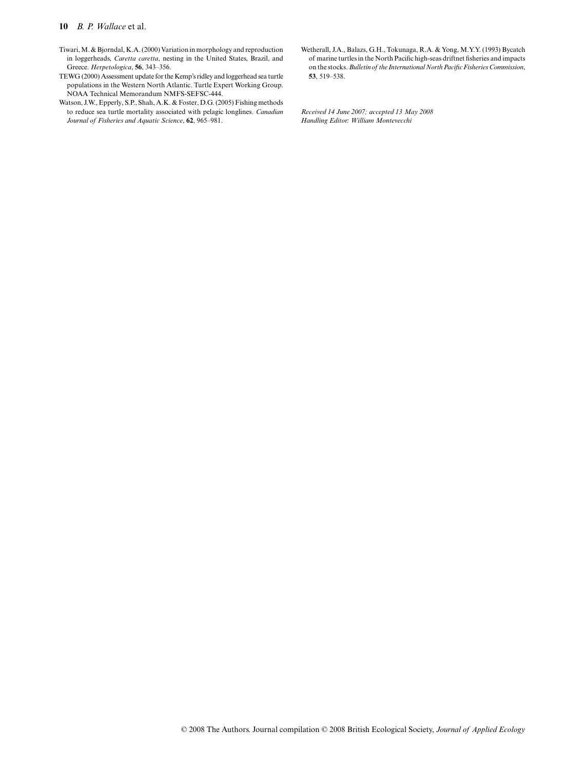Tiwari, M. & Bjorndal, K.A. (2000) Variation in morphology and reproduction in loggerheads, *Caretta caretta*, nesting in the United States, Brazil, and Greece. *Herpetologica*, **56**, 343–356.

TEWG (2000) Assessment update for the Kemp's ridley and loggerhead sea turtle populations in the Western North Atlantic. Turtle Expert Working Group. NOAA Technical Memorandum NMFS-SEFSC-444.

Watson, J.W., Epperly, S.P., Shah, A.K. & Foster, D.G. (2005) Fishing methods to reduce sea turtle mortality associated with pelagic longlines. *Canadian Journal of Fisheries and Aquatic Science*, **62**, 965–981.

Wetherall, J.A., Balazs, G.H., Tokunaga, R.A. & Yong, M.Y.Y. (1993) Bycatch of marine turtles in the North Pacific high-seas driftnet fisheries and impacts on the stocks. *Bulletin of the International North Pacific Fisheries Commission*, **53**, 519–538.

*Received 14 June 2007; accepted 13 May 2008*
*Handling Editor: William Montevecchi*